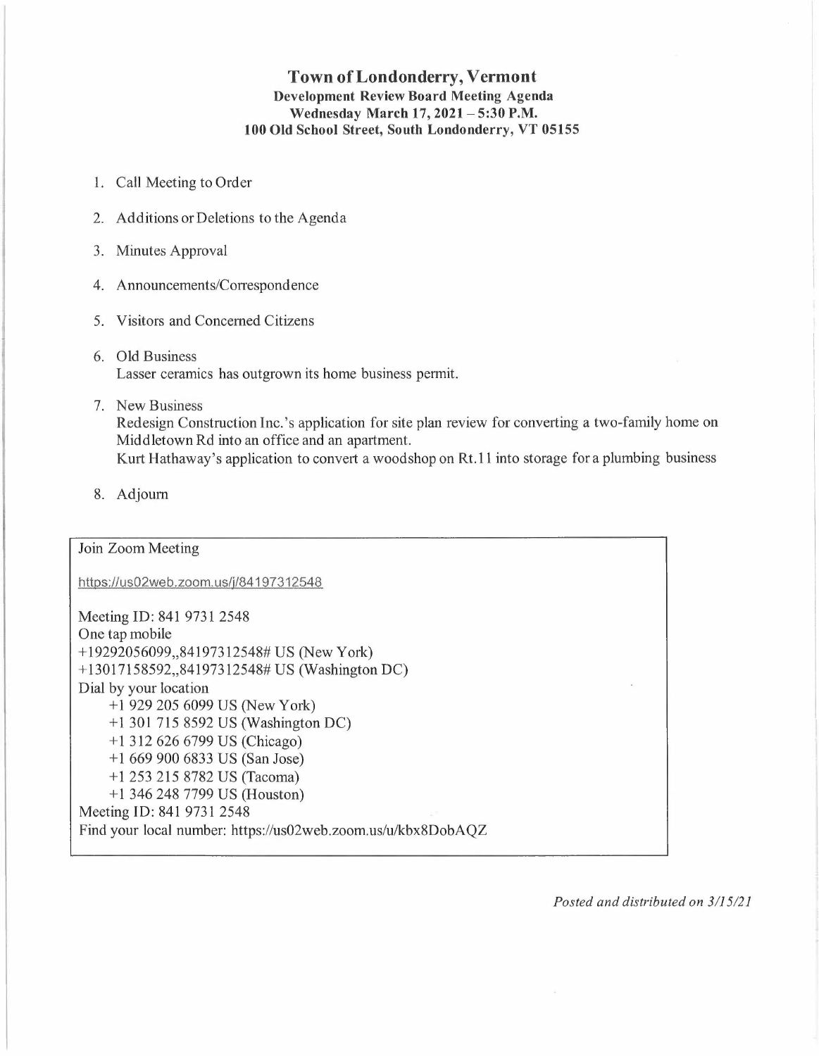# Town of Londonderry, Vermont

**Development Review Board Meeting Agenda**
**Wednesday March 17, 2021 – 5:30 P.M.**
**100 Old School Street, South Londonderry, VT 05155**

1. Call Meeting to Order
2. Additions or Deletions to the Agenda
3. Minutes Approval
4. Announcements/Correspondence
5. Visitors and Concerned Citizens
6. Old Business
   Lasser ceramics has outgrown its home business permit.
7. New Business
   Redesign Construction Inc.'s application for site plan review for converting a two-family home on Middletown Rd into an office and an apartment.
   Kurt Hathaway's application to convert a woodshop on Rt.11 into storage for a plumbing business
8. Adjourn

Join Zoom Meeting

https://us02web.zoom.us/j/84197312548

Meeting ID: 841 9731 2548
One tap mobile
+19292056099,,84197312548# US (New York)
+13017158592,,84197312548# US (Washington DC)
Dial by your location
+1 929 205 6099 US (New York)
+1 301 715 8592 US (Washington DC)
+1 312 626 6799 US (Chicago)
+1 669 900 6833 US (San Jose)
+1 253 215 8782 US (Tacoma)
+1 346 248 7799 US (Houston)
Meeting ID: 841 9731 2548
Find your local number: https://us02web.zoom.us/u/kbx8DobAQZ

*Posted and distributed on 3/15/21*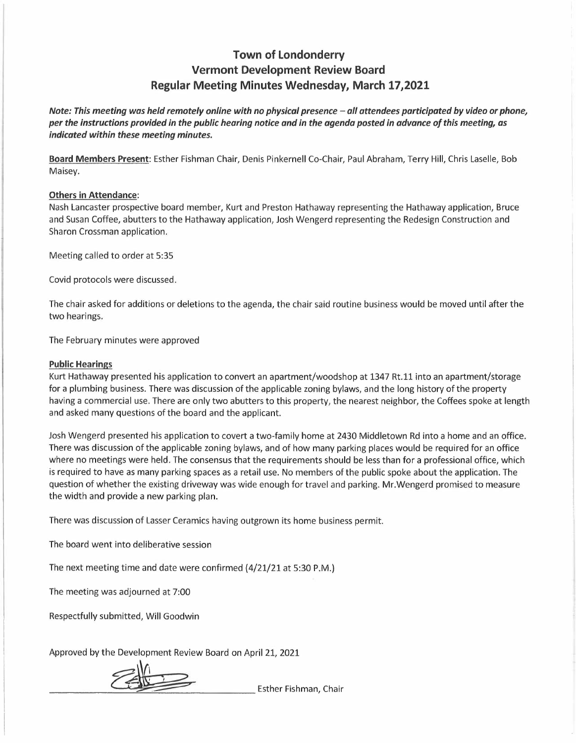# Town of Londonderry
# Vermont Development Review Board
# Regular Meeting Minutes Wednesday, March 17,2021

***Note: This meeting was held remotely online with no physical presence – all attendees participated by video or phone, per the instructions provided in the public hearing notice and in the agenda posted in advance of this meeting, as indicated within these meeting minutes.***

**Board Members Present**: Esther Fishman Chair, Denis Pinkernell Co-Chair, Paul Abraham, Terry Hill, Chris Laselle, Bob Maisey.

**Others in Attendance**:
Nash Lancaster prospective board member, Kurt and Preston Hathaway representing the Hathaway application, Bruce and Susan Coffee, abutters to the Hathaway application, Josh Wengerd representing the Redesign Construction and Sharon Crossman application.

Meeting called to order at 5:35

Covid protocols were discussed.

The chair asked for additions or deletions to the agenda, the chair said routine business would be moved until after the two hearings.

The February minutes were approved

**Public Hearings**

Kurt Hathaway presented his application to convert an apartment/woodshop at 1347 Rt.11 into an apartment/storage for a plumbing business. There was discussion of the applicable zoning bylaws, and the long history of the property having a commercial use. There are only two abutters to this property, the nearest neighbor, the Coffees spoke at length and asked many questions of the board and the applicant.

Josh Wengerd presented his application to covert a two-family home at 2430 Middletown Rd into a home and an office. There was discussion of the applicable zoning bylaws, and of how many parking places would be required for an office where no meetings were held. The consensus that the requirements should be less than for a professional office, which is required to have as many parking spaces as a retail use. No members of the public spoke about the application. The question of whether the existing driveway was wide enough for travel and parking. Mr.Wengerd promised to measure the width and provide a new parking plan.

There was discussion of Lasser Ceramics having outgrown its home business permit.

The board went into deliberative session

The next meeting time and date were confirmed (4/21/21 at 5:30 P.M.)

The meeting was adjourned at 7:00

Respectfully submitted, Will Goodwin

Approved by the Development Review Board on April 21, 2021

_______________________________ Esther Fishman, Chair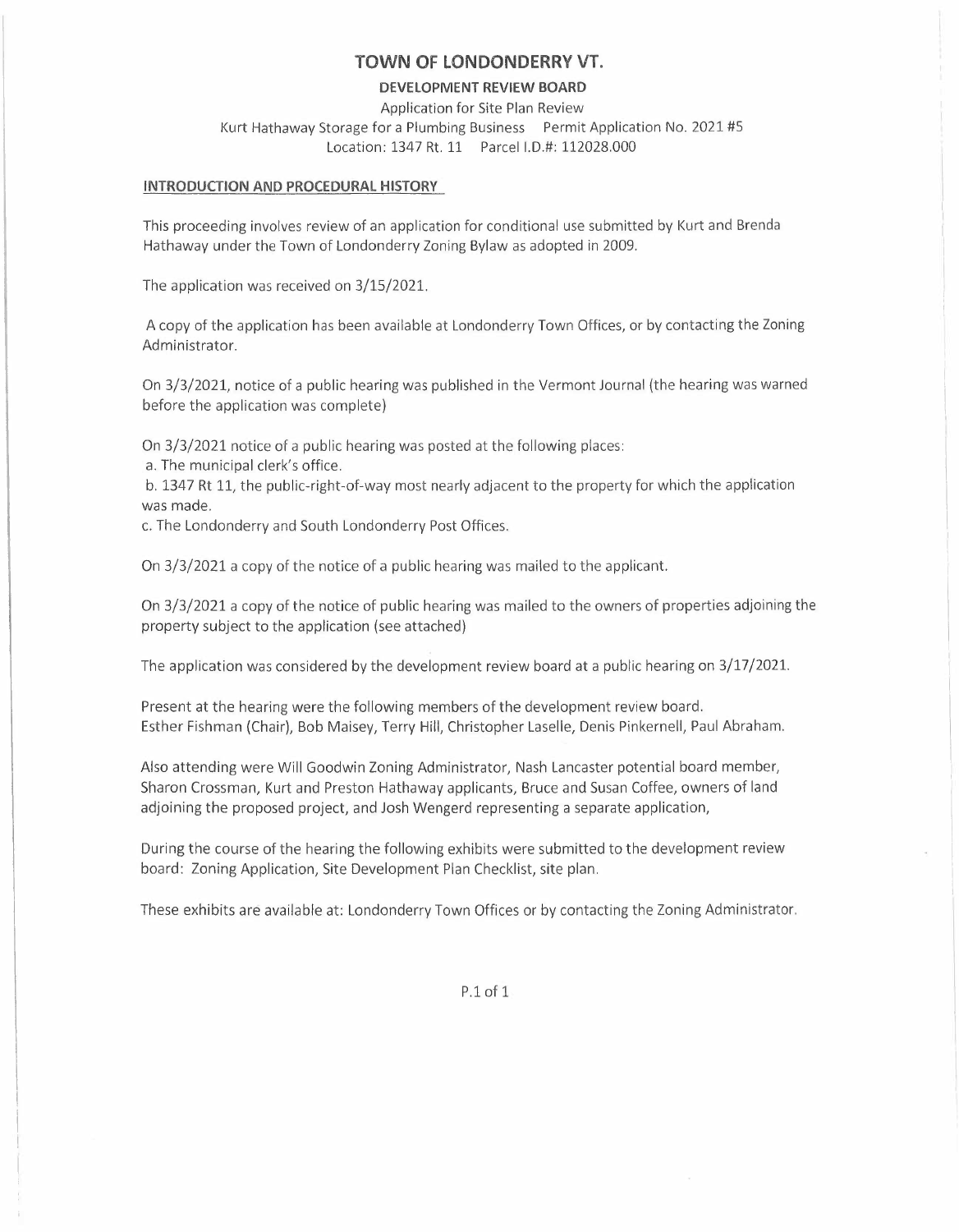# TOWN OF LONDONDERRY VT.

## DEVELOPMENT REVIEW BOARD

Application for Site Plan Review
Kurt Hathaway Storage for a Plumbing Business    Permit Application No. 2021 #5
Location: 1347 Rt. 11    Parcel I.D.#: 112028.000

**INTRODUCTION AND PROCEDURAL HISTORY**

This proceeding involves review of an application for conditional use submitted by Kurt and Brenda Hathaway under the Town of Londonderry Zoning Bylaw as adopted in 2009.

The application was received on 3/15/2021.

A copy of the application has been available at Londonderry Town Offices, or by contacting the Zoning Administrator.

On 3/3/2021, notice of a public hearing was published in the Vermont Journal (the hearing was warned before the application was complete)

On 3/3/2021 notice of a public hearing was posted at the following places:
a. The municipal clerk's office.
b. 1347 Rt 11, the public-right-of-way most nearly adjacent to the property for which the application was made.
c. The Londonderry and South Londonderry Post Offices.

On 3/3/2021 a copy of the notice of a public hearing was mailed to the applicant.

On 3/3/2021 a copy of the notice of public hearing was mailed to the owners of properties adjoining the property subject to the application (see attached)

The application was considered by the development review board at a public hearing on 3/17/2021.

Present at the hearing were the following members of the development review board.
Esther Fishman (Chair), Bob Maisey, Terry Hill, Christopher Laselle, Denis Pinkernell, Paul Abraham.

Also attending were Will Goodwin Zoning Administrator, Nash Lancaster potential board member, Sharon Crossman, Kurt and Preston Hathaway applicants, Bruce and Susan Coffee, owners of land adjoining the proposed project, and Josh Wengerd representing a separate application,

During the course of the hearing the following exhibits were submitted to the development review board: Zoning Application, Site Development Plan Checklist, site plan.

These exhibits are available at: Londonderry Town Offices or by contacting the Zoning Administrator.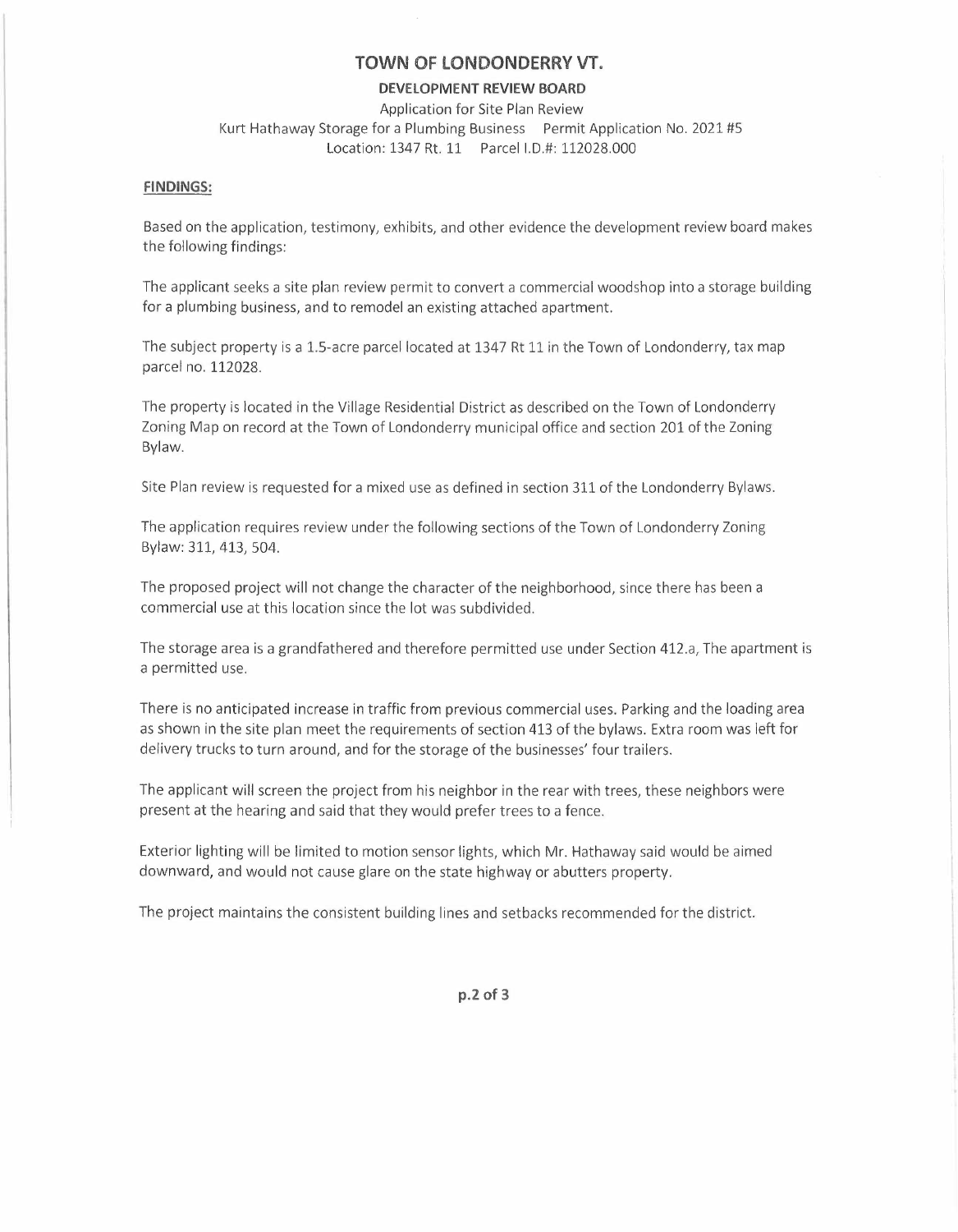# TOWN OF LONDONDERRY VT.

**DEVELOPMENT REVIEW BOARD**

Application for Site Plan Review

Kurt Hathaway Storage for a Plumbing Business Permit Application No. 2021 #5

Location: 1347 Rt. 11 Parcel I.D.#: 112028.000

**FINDINGS:**

Based on the application, testimony, exhibits, and other evidence the development review board makes the following findings:

The applicant seeks a site plan review permit to convert a commercial woodshop into a storage building for a plumbing business, and to remodel an existing attached apartment.

The subject property is a 1.5-acre parcel located at 1347 Rt 11 in the Town of Londonderry, tax map parcel no. 112028.

The property is located in the Village Residential District as described on the Town of Londonderry Zoning Map on record at the Town of Londonderry municipal office and section 201 of the Zoning Bylaw.

Site Plan review is requested for a mixed use as defined in section 311 of the Londonderry Bylaws.

The application requires review under the following sections of the Town of Londonderry Zoning Bylaw: 311, 413, 504.

The proposed project will not change the character of the neighborhood, since there has been a commercial use at this location since the lot was subdivided.

The storage area is a grandfathered and therefore permitted use under Section 412.a, The apartment is a permitted use.

There is no anticipated increase in traffic from previous commercial uses. Parking and the loading area as shown in the site plan meet the requirements of section 413 of the bylaws. Extra room was left for delivery trucks to turn around, and for the storage of the businesses' four trailers.

The applicant will screen the project from his neighbor in the rear with trees, these neighbors were present at the hearing and said that they would prefer trees to a fence.

Exterior lighting will be limited to motion sensor lights, which Mr. Hathaway said would be aimed downward, and would not cause glare on the state highway or abutters property.

The project maintains the consistent building lines and setbacks recommended for the district.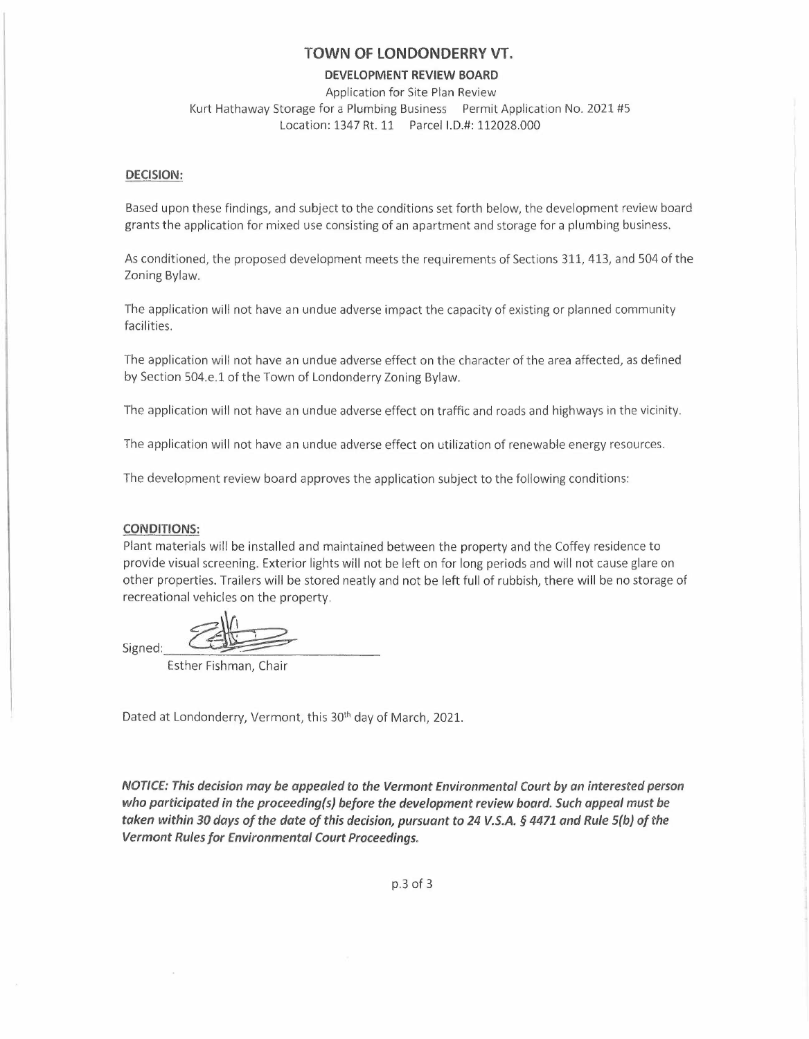# TOWN OF LONDONDERRY VT.

## DEVELOPMENT REVIEW BOARD

Application for Site Plan Review

Kurt Hathaway Storage for a Plumbing Business Permit Application No. 2021 #5

Location: 1347 Rt. 11 Parcel I.D.#: 112028.000

**DECISION:**

Based upon these findings, and subject to the conditions set forth below, the development review board grants the application for mixed use consisting of an apartment and storage for a plumbing business.

As conditioned, the proposed development meets the requirements of Sections 311, 413, and 504 of the Zoning Bylaw.

The application will not have an undue adverse impact the capacity of existing or planned community facilities.

The application will not have an undue adverse effect on the character of the area affected, as defined by Section 504.e.1 of the Town of Londonderry Zoning Bylaw.

The application will not have an undue adverse effect on traffic and roads and highways in the vicinity.

The application will not have an undue adverse effect on utilization of renewable energy resources.

The development review board approves the application subject to the following conditions:

**CONDITIONS:**

Plant materials will be installed and maintained between the property and the Coffey residence to provide visual screening. Exterior lights will not be left on for long periods and will not cause glare on other properties. Trailers will be stored neatly and not be left full of rubbish, there will be no storage of recreational vehicles on the property.

Signed: ______________________

Esther Fishman, Chair

Dated at Londonderry, Vermont, this 30th day of March, 2021.

***NOTICE: This decision may be appealed to the Vermont Environmental Court by an interested person who participated in the proceeding(s) before the development review board. Such appeal must be taken within 30 days of the date of this decision, pursuant to 24 V.S.A. § 4471 and Rule 5(b) of the Vermont Rules for Environmental Court Proceedings.***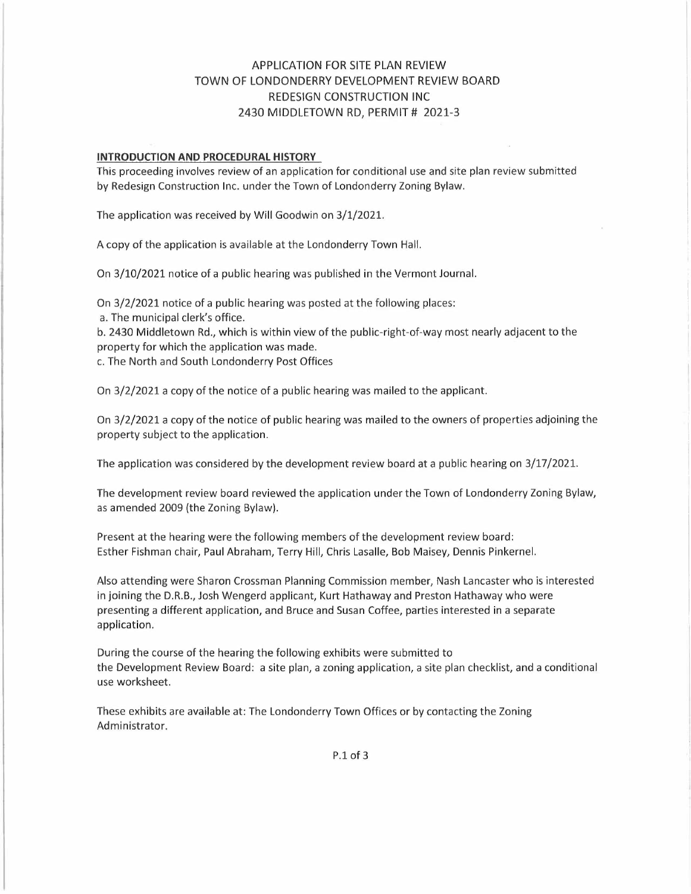# APPLICATION FOR SITE PLAN REVIEW
# TOWN OF LONDONDERRY DEVELOPMENT REVIEW BOARD
# REDESIGN CONSTRUCTION INC
# 2430 MIDDLETOWN RD, PERMIT # 2021-3

## INTRODUCTION AND PROCEDURAL HISTORY

This proceeding involves review of an application for conditional use and site plan review submitted by Redesign Construction Inc. under the Town of Londonderry Zoning Bylaw.

The application was received by Will Goodwin on 3/1/2021.

A copy of the application is available at the Londonderry Town Hall.

On 3/10/2021 notice of a public hearing was published in the Vermont Journal.

On 3/2/2021 notice of a public hearing was posted at the following places:

a. The municipal clerk's office.

b. 2430 Middletown Rd., which is within view of the public-right-of-way most nearly adjacent to the property for which the application was made.

c. The North and South Londonderry Post Offices

On 3/2/2021 a copy of the notice of a public hearing was mailed to the applicant.

On 3/2/2021 a copy of the notice of public hearing was mailed to the owners of properties adjoining the property subject to the application.

The application was considered by the development review board at a public hearing on 3/17/2021.

The development review board reviewed the application under the Town of Londonderry Zoning Bylaw, as amended 2009 (the Zoning Bylaw).

Present at the hearing were the following members of the development review board: Esther Fishman chair, Paul Abraham, Terry Hill, Chris Lasalle, Bob Maisey, Dennis Pinkernel.

Also attending were Sharon Crossman Planning Commission member, Nash Lancaster who is interested in joining the D.R.B., Josh Wengerd applicant, Kurt Hathaway and Preston Hathaway who were presenting a different application, and Bruce and Susan Coffee, parties interested in a separate application.

During the course of the hearing the following exhibits were submitted to the Development Review Board: a site plan, a zoning application, a site plan checklist, and a conditional use worksheet.

These exhibits are available at: The Londonderry Town Offices or by contacting the Zoning Administrator.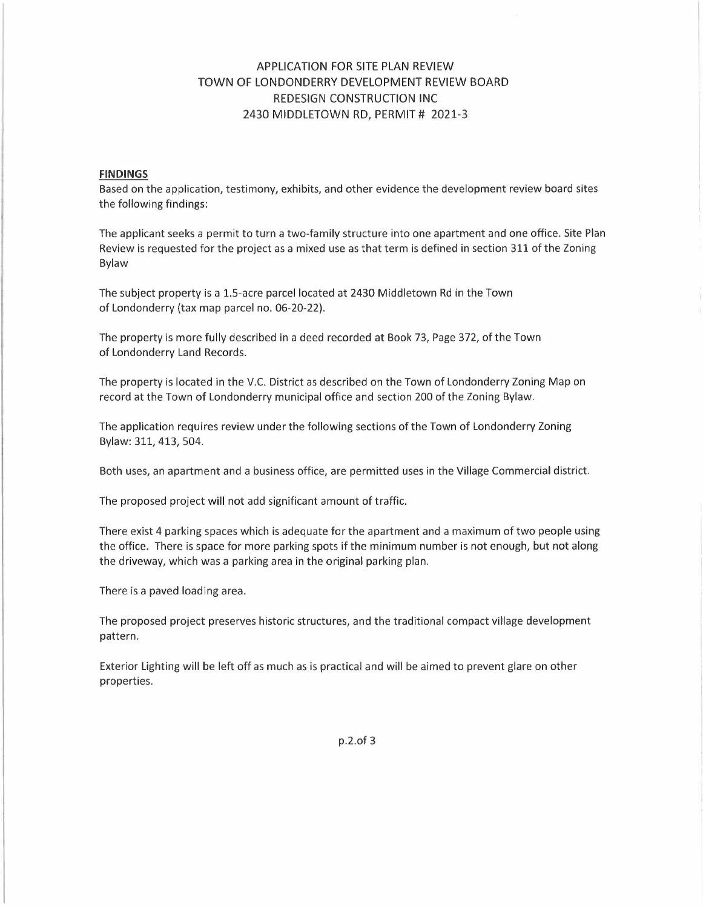APPLICATION FOR SITE PLAN REVIEW
TOWN OF LONDONDERRY DEVELOPMENT REVIEW BOARD
REDESIGN CONSTRUCTION INC
2430 MIDDLETOWN RD, PERMIT # 2021-3

**FINDINGS**

Based on the application, testimony, exhibits, and other evidence the development review board sites the following findings:

The applicant seeks a permit to turn a two-family structure into one apartment and one office. Site Plan Review is requested for the project as a mixed use as that term is defined in section 311 of the Zoning Bylaw

The subject property is a 1.5-acre parcel located at 2430 Middletown Rd in the Town of Londonderry (tax map parcel no. 06-20-22).

The property is more fully described in a deed recorded at Book 73, Page 372, of the Town of Londonderry Land Records.

The property is located in the V.C. District as described on the Town of Londonderry Zoning Map on record at the Town of Londonderry municipal office and section 200 of the Zoning Bylaw.

The application requires review under the following sections of the Town of Londonderry Zoning Bylaw: 311, 413, 504.

Both uses, an apartment and a business office, are permitted uses in the Village Commercial district.

The proposed project will not add significant amount of traffic.

There exist 4 parking spaces which is adequate for the apartment and a maximum of two people using the office. There is space for more parking spots if the minimum number is not enough, but not along the driveway, which was a parking area in the original parking plan.

There is a paved loading area.

The proposed project preserves historic structures, and the traditional compact village development pattern.

Exterior Lighting will be left off as much as is practical and will be aimed to prevent glare on other properties.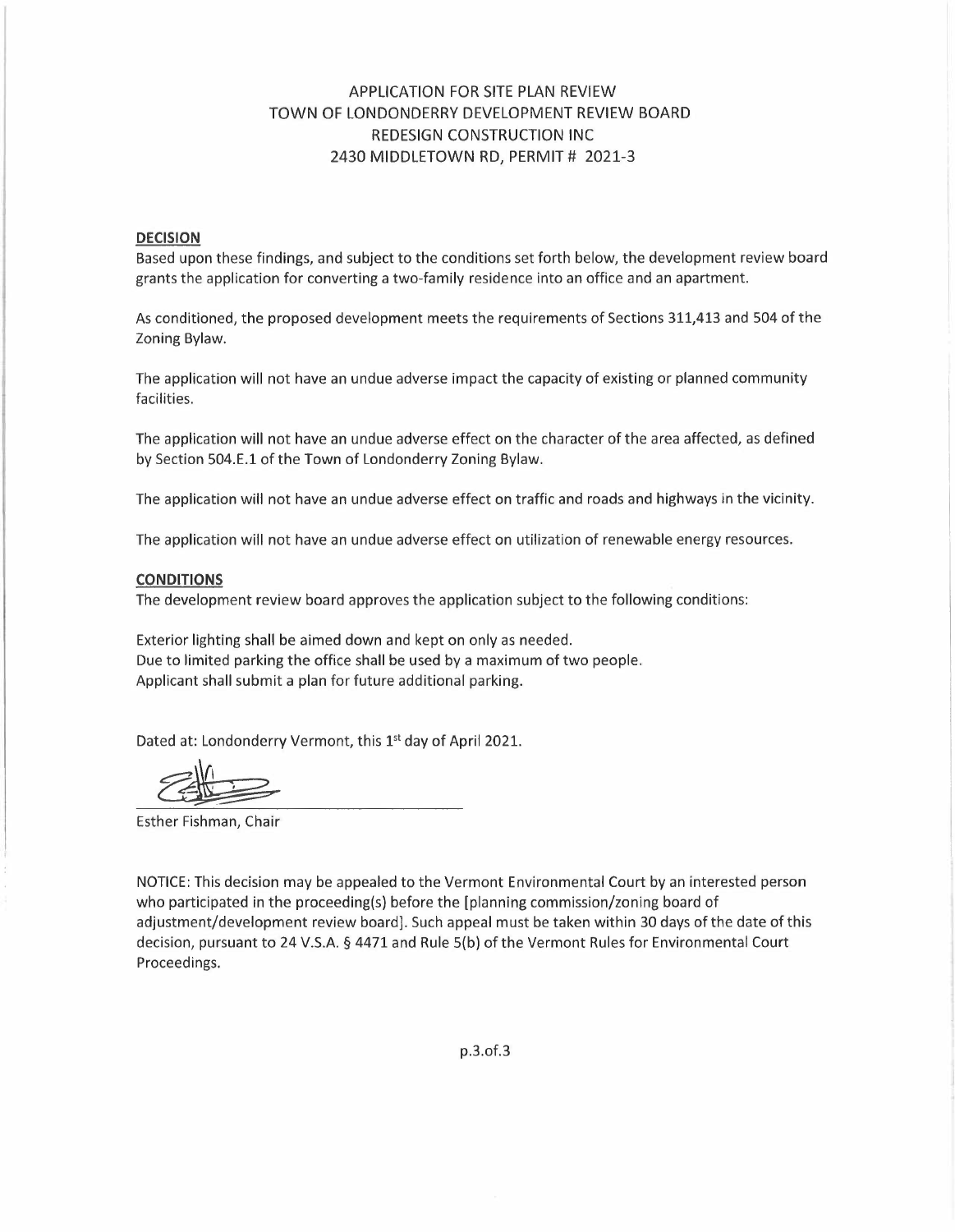APPLICATION FOR SITE PLAN REVIEW
TOWN OF LONDONDERRY DEVELOPMENT REVIEW BOARD
REDESIGN CONSTRUCTION INC
2430 MIDDLETOWN RD, PERMIT # 2021-3

**DECISION**

Based upon these findings, and subject to the conditions set forth below, the development review board grants the application for converting a two-family residence into an office and an apartment.

As conditioned, the proposed development meets the requirements of Sections 311,413 and 504 of the Zoning Bylaw.

The application will not have an undue adverse impact the capacity of existing or planned community facilities.

The application will not have an undue adverse effect on the character of the area affected, as defined by Section 504.E.1 of the Town of Londonderry Zoning Bylaw.

The application will not have an undue adverse effect on traffic and roads and highways in the vicinity.

The application will not have an undue adverse effect on utilization of renewable energy resources.

**CONDITIONS**

The development review board approves the application subject to the following conditions:

Exterior lighting shall be aimed down and kept on only as needed.
Due to limited parking the office shall be used by a maximum of two people.
Applicant shall submit a plan for future additional parking.

Dated at: Londonderry Vermont, this 1st day of April 2021.

Esther Fishman, Chair

NOTICE: This decision may be appealed to the Vermont Environmental Court by an interested person who participated in the proceeding(s) before the [planning commission/zoning board of adjustment/development review board]. Such appeal must be taken within 30 days of the date of this decision, pursuant to 24 V.S.A. § 4471 and Rule 5(b) of the Vermont Rules for Environmental Court Proceedings.